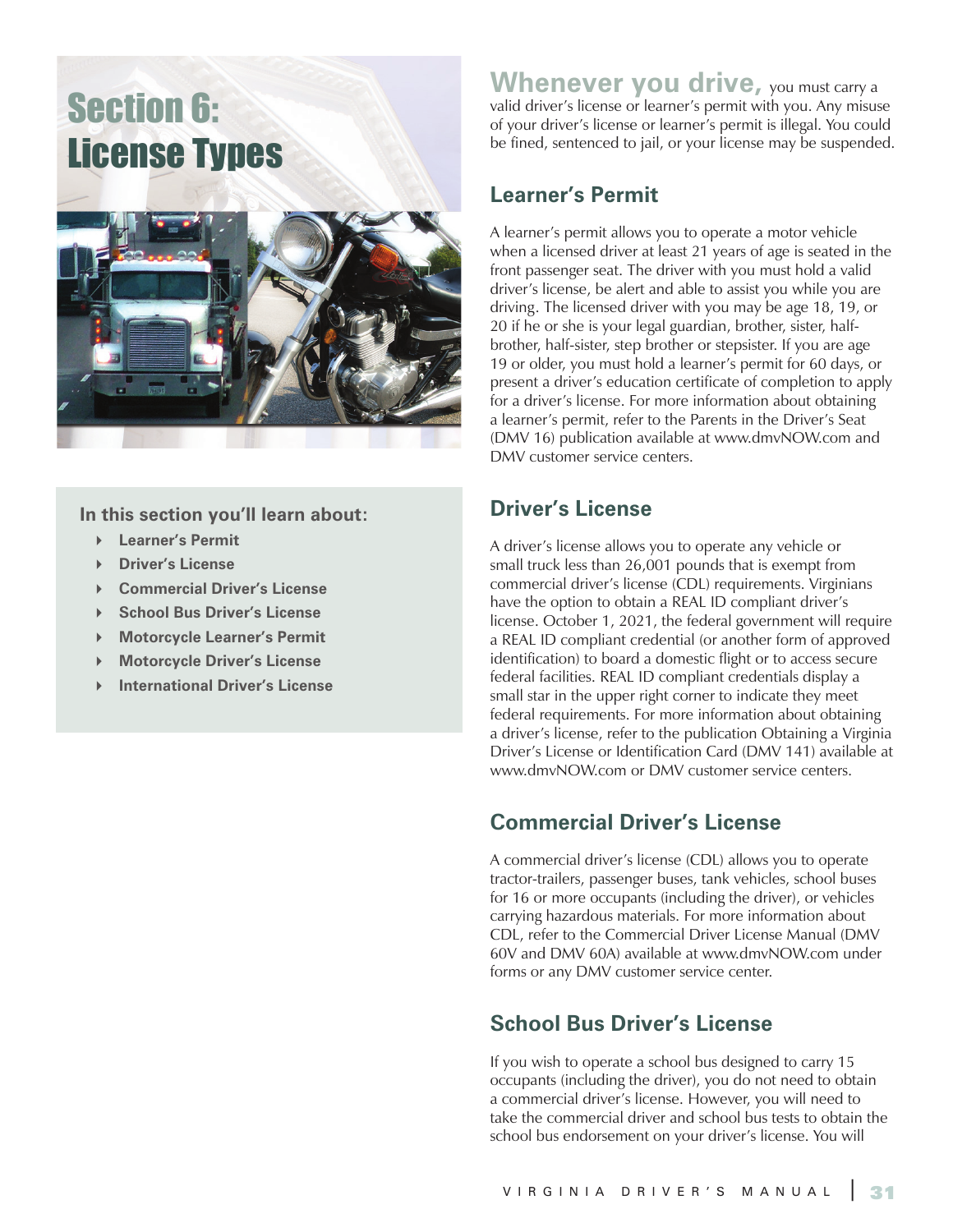# Section 6: License Types

**In this section you'll learn about:**

- Learner's Permit
- Driver's License
- Commercial Driver's License
- School Bus Driver's License
- Motorcycle Learner's Permit
- Motorcycle Driver's License
- International Driver's License

**Whenever you drive,** you must carry a valid driver's license or learner's permit with you. Any misuse of your driver's license or learner's permit is illegal. You could be fined, sentenced to jail, or your license may be suspended.

## Learner's Permit

A learner's permit allows you to operate a motor vehicle when a licensed driver at least 21 years of age is seated in the front passenger seat. The driver with you must hold a valid driver's license, be alert and able to assist you while you are driving. The licensed driver with you may be age 18, 19, or 20 if he or she is your legal guardian, brother, sister, half-brother, half-sister, step brother or stepsister. If you are age 19 or older, you must hold a learner's permit for 60 days, or present a driver's education certificate of completion to apply for a driver's license. For more information about obtaining a learner's permit, refer to the Parents in the Driver's Seat (DMV 16) publication available at www.dmvNOW.com and DMV customer service centers.

## Driver's License

A driver's license allows you to operate any vehicle or small truck less than 26,001 pounds that is exempt from commercial driver's license (CDL) requirements. Virginians have the option to obtain a REAL ID compliant driver's license. October 1, 2021, the federal government will require a REAL ID compliant credential (or another form of approved identification) to board a domestic flight or to access secure federal facilities. REAL ID compliant credentials display a small star in the upper right corner to indicate they meet federal requirements. For more information about obtaining a driver's license, refer to the publication Obtaining a Virginia Driver's License or Identification Card (DMV 141) available at www.dmvNOW.com or DMV customer service centers.

## Commercial Driver's License

A commercial driver's license (CDL) allows you to operate tractor-trailers, passenger buses, tank vehicles, school buses for 16 or more occupants (including the driver), or vehicles carrying hazardous materials. For more information about CDL, refer to the Commercial Driver License Manual (DMV 60V and DMV 60A) available at www.dmvNOW.com under forms or any DMV customer service center.

## School Bus Driver's License

If you wish to operate a school bus designed to carry 15 occupants (including the driver), you do not need to obtain a commercial driver's license. However, you will need to take the commercial driver and school bus tests to obtain the school bus endorsement on your driver's license. You will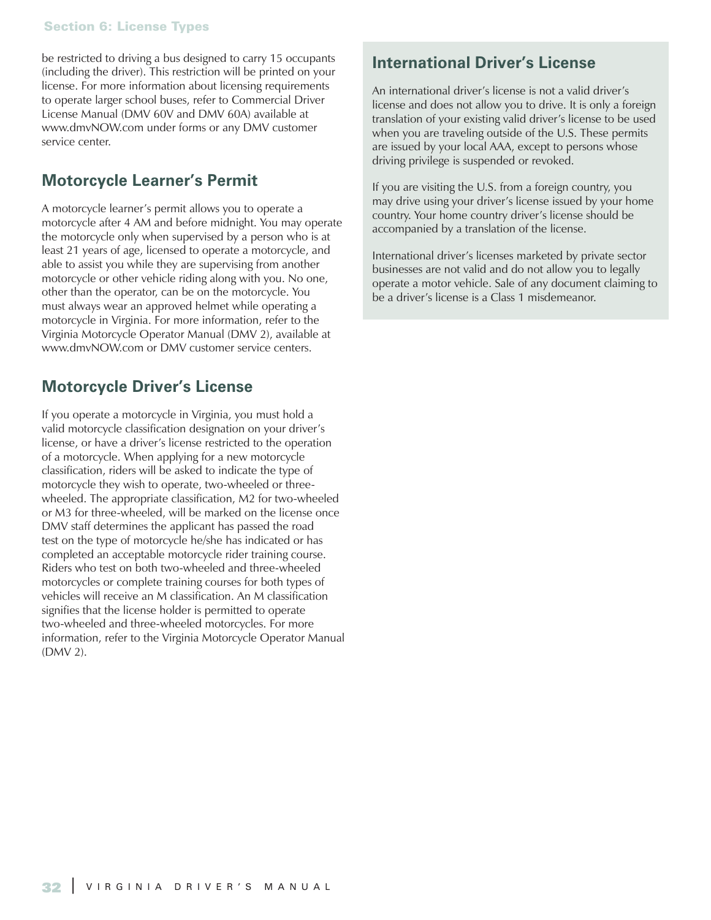be restricted to driving a bus designed to carry 15 occupants (including the driver). This restriction will be printed on your license. For more information about licensing requirements to operate larger school buses, refer to Commercial Driver License Manual (DMV 60V and DMV 60A) available at www.dmvNOW.com under forms or any DMV customer service center.

## Motorcycle Learner's Permit

A motorcycle learner's permit allows you to operate a motorcycle after 4 AM and before midnight. You may operate the motorcycle only when supervised by a person who is at least 21 years of age, licensed to operate a motorcycle, and able to assist you while they are supervising from another motorcycle or other vehicle riding along with you. No one, other than the operator, can be on the motorcycle. You must always wear an approved helmet while operating a motorcycle in Virginia. For more information, refer to the Virginia Motorcycle Operator Manual (DMV 2), available at www.dmvNOW.com or DMV customer service centers.

## Motorcycle Driver's License

If you operate a motorcycle in Virginia, you must hold a valid motorcycle classification designation on your driver's license, or have a driver's license restricted to the operation of a motorcycle. When applying for a new motorcycle classification, riders will be asked to indicate the type of motorcycle they wish to operate, two-wheeled or three-wheeled. The appropriate classification, M2 for two-wheeled or M3 for three-wheeled, will be marked on the license once DMV staff determines the applicant has passed the road test on the type of motorcycle he/she has indicated or has completed an acceptable motorcycle rider training course. Riders who test on both two-wheeled and three-wheeled motorcycles or complete training courses for both types of vehicles will receive an M classification. An M classification signifies that the license holder is permitted to operate two-wheeled and three-wheeled motorcycles. For more information, refer to the Virginia Motorcycle Operator Manual (DMV 2).

## International Driver's License

An international driver's license is not a valid driver's license and does not allow you to drive. It is only a foreign translation of your existing valid driver's license to be used when you are traveling outside of the U.S. These permits are issued by your local AAA, except to persons whose driving privilege is suspended or revoked.

If you are visiting the U.S. from a foreign country, you may drive using your driver's license issued by your home country. Your home country driver's license should be accompanied by a translation of the license.

International driver's licenses marketed by private sector businesses are not valid and do not allow you to legally operate a motor vehicle. Sale of any document claiming to be a driver's license is a Class 1 misdemeanor.